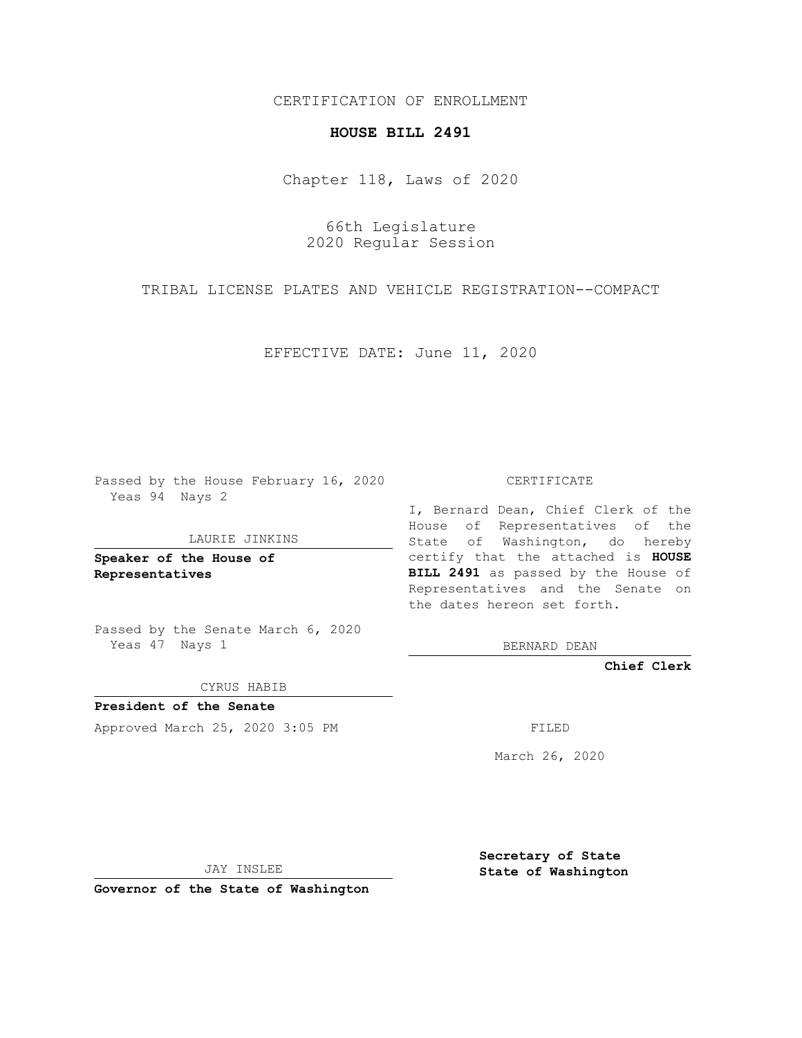CERTIFICATION OF ENROLLMENT

**HOUSE BILL 2491**

Chapter 118, Laws of 2020

66th Legislature
2020 Regular Session

TRIBAL LICENSE PLATES AND VEHICLE REGISTRATION--COMPACT

EFFECTIVE DATE: June 11, 2020

Passed by the House February 16, 2020
Yeas 94 Nays 2

LAURIE JINKINS

**Speaker of the House of Representatives**

Passed by the Senate March 6, 2020
Yeas 47 Nays 1

CYRUS HABIB

**President of the Senate**

Approved March 25, 2020 3:05 PM

JAY INSLEE

**Governor of the State of Washington**

CERTIFICATE

I, Bernard Dean, Chief Clerk of the House of Representatives of the State of Washington, do hereby certify that the attached is **HOUSE BILL 2491** as passed by the House of Representatives and the Senate on the dates hereon set forth.

BERNARD DEAN

**Chief Clerk**

FILED

March 26, 2020

**Secretary of State**
**State of Washington**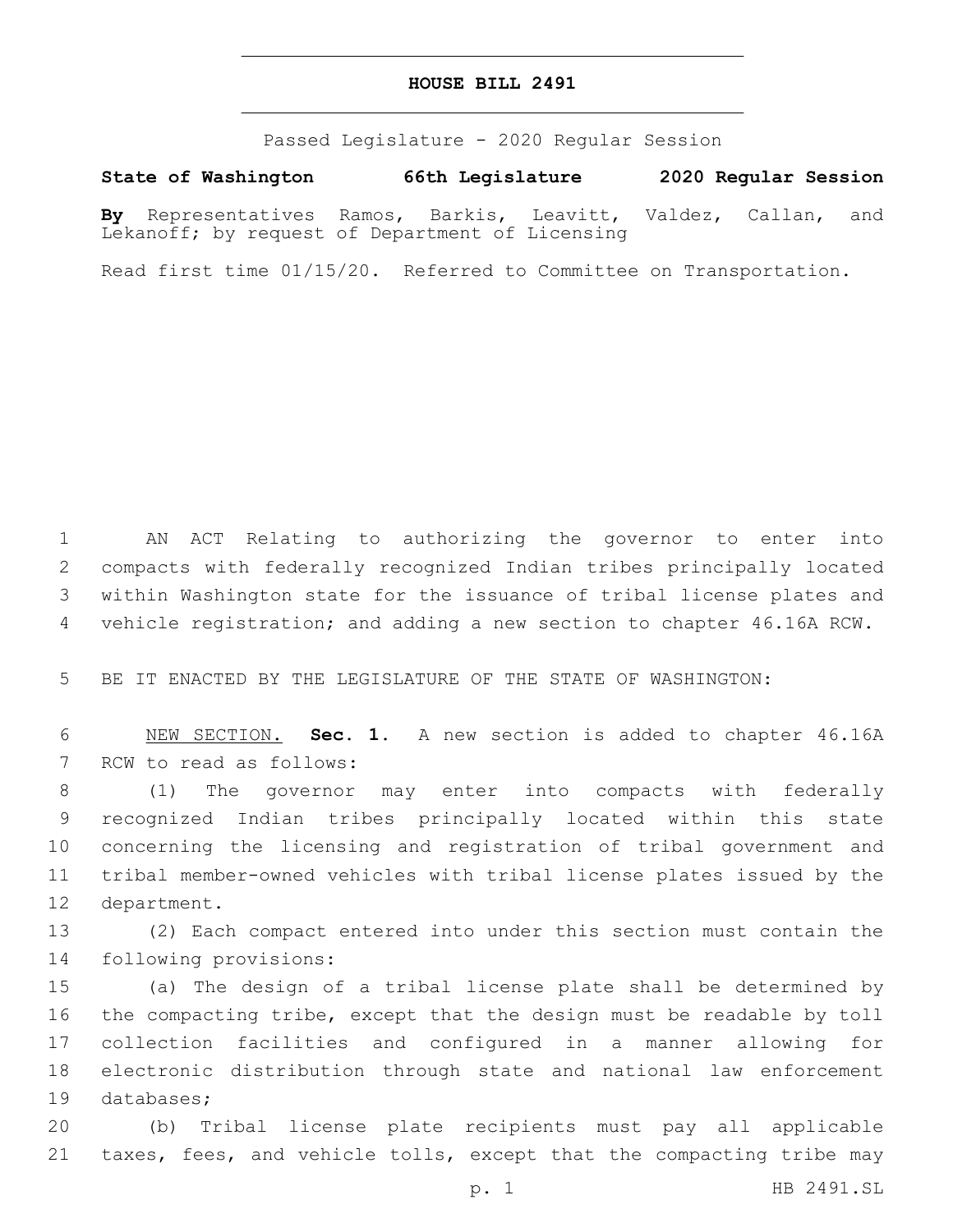# HOUSE BILL 2491

Passed Legislature - 2020 Regular Session

**State of Washington 66th Legislature 2020 Regular Session**

**By** Representatives Ramos, Barkis, Leavitt, Valdez, Callan, and Lekanoff; by request of Department of Licensing

Read first time 01/15/20. Referred to Committee on Transportation.

AN ACT Relating to authorizing the governor to enter into compacts with federally recognized Indian tribes principally located within Washington state for the issuance of tribal license plates and vehicle registration; and adding a new section to chapter 46.16A RCW.

BE IT ENACTED BY THE LEGISLATURE OF THE STATE OF WASHINGTON:

NEW SECTION. **Sec. 1.** A new section is added to chapter 46.16A RCW to read as follows:

(1) The governor may enter into compacts with federally recognized Indian tribes principally located within this state concerning the licensing and registration of tribal government and tribal member-owned vehicles with tribal license plates issued by the department.

(2) Each compact entered into under this section must contain the following provisions:

(a) The design of a tribal license plate shall be determined by the compacting tribe, except that the design must be readable by toll collection facilities and configured in a manner allowing for electronic distribution through state and national law enforcement databases;

(b) Tribal license plate recipients must pay all applicable taxes, fees, and vehicle tolls, except that the compacting tribe may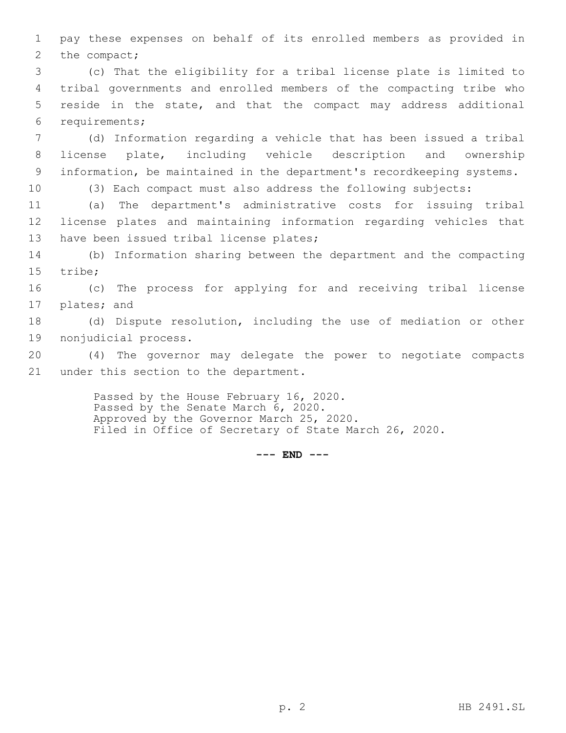pay these expenses on behalf of its enrolled members as provided in the compact;

(c) That the eligibility for a tribal license plate is limited to tribal governments and enrolled members of the compacting tribe who reside in the state, and that the compact may address additional requirements;

(d) Information regarding a vehicle that has been issued a tribal license plate, including vehicle description and ownership information, be maintained in the department's recordkeeping systems.

(3) Each compact must also address the following subjects:

(a) The department's administrative costs for issuing tribal license plates and maintaining information regarding vehicles that have been issued tribal license plates;

(b) Information sharing between the department and the compacting tribe;

(c) The process for applying for and receiving tribal license plates; and

(d) Dispute resolution, including the use of mediation or other nonjudicial process.

(4) The governor may delegate the power to negotiate compacts under this section to the department.

Passed by the House February 16, 2020.
Passed by the Senate March 6, 2020.
Approved by the Governor March 25, 2020.
Filed in Office of Secretary of State March 26, 2020.

**--- END ---**